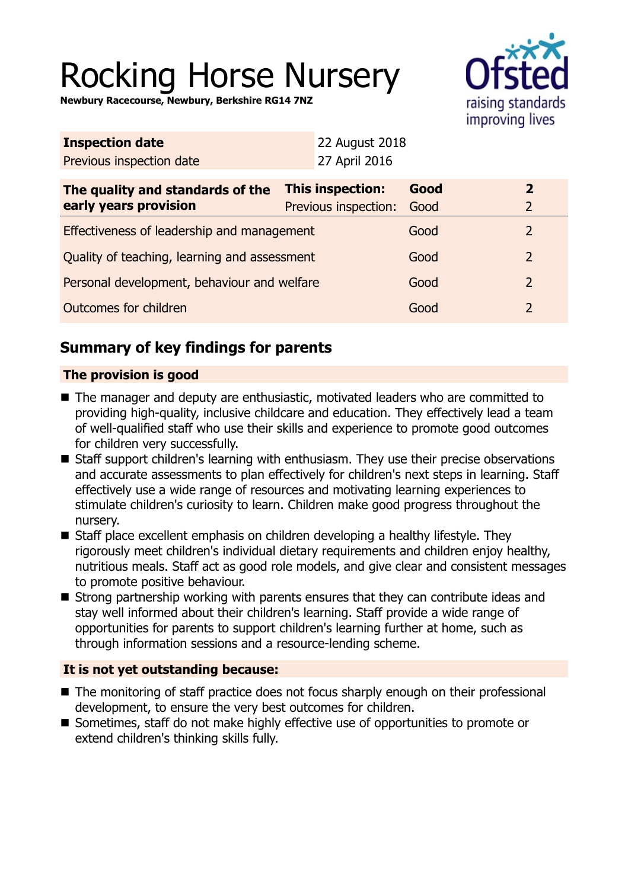# Rocking Horse Nursery

**Newbury Racecourse, Newbury, Berkshire RG14 7NZ**

| **Inspection date** | 22 August 2018 |
|---|---|
| Previous inspection date | 27 April 2016 |

| **The quality and standards of the early years provision** | **This inspection:** | **Good** | **2** |
|---|---|---|---|
| | Previous inspection: | Good | 2 |
| Effectiveness of leadership and management | | Good | 2 |
| Quality of teaching, learning and assessment | | Good | 2 |
| Personal development, behaviour and welfare | | Good | 2 |
| Outcomes for children | | Good | 2 |

## Summary of key findings for parents

### The provision is good

- The manager and deputy are enthusiastic, motivated leaders who are committed to providing high-quality, inclusive childcare and education. They effectively lead a team of well-qualified staff who use their skills and experience to promote good outcomes for children very successfully.
- Staff support children's learning with enthusiasm. They use their precise observations and accurate assessments to plan effectively for children's next steps in learning. Staff effectively use a wide range of resources and motivating learning experiences to stimulate children's curiosity to learn. Children make good progress throughout the nursery.
- Staff place excellent emphasis on children developing a healthy lifestyle. They rigorously meet children's individual dietary requirements and children enjoy healthy, nutritious meals. Staff act as good role models, and give clear and consistent messages to promote positive behaviour.
- Strong partnership working with parents ensures that they can contribute ideas and stay well informed about their children's learning. Staff provide a wide range of opportunities for parents to support children's learning further at home, such as through information sessions and a resource-lending scheme.

### It is not yet outstanding because:

- The monitoring of staff practice does not focus sharply enough on their professional development, to ensure the very best outcomes for children.
- Sometimes, staff do not make highly effective use of opportunities to promote or extend children's thinking skills fully.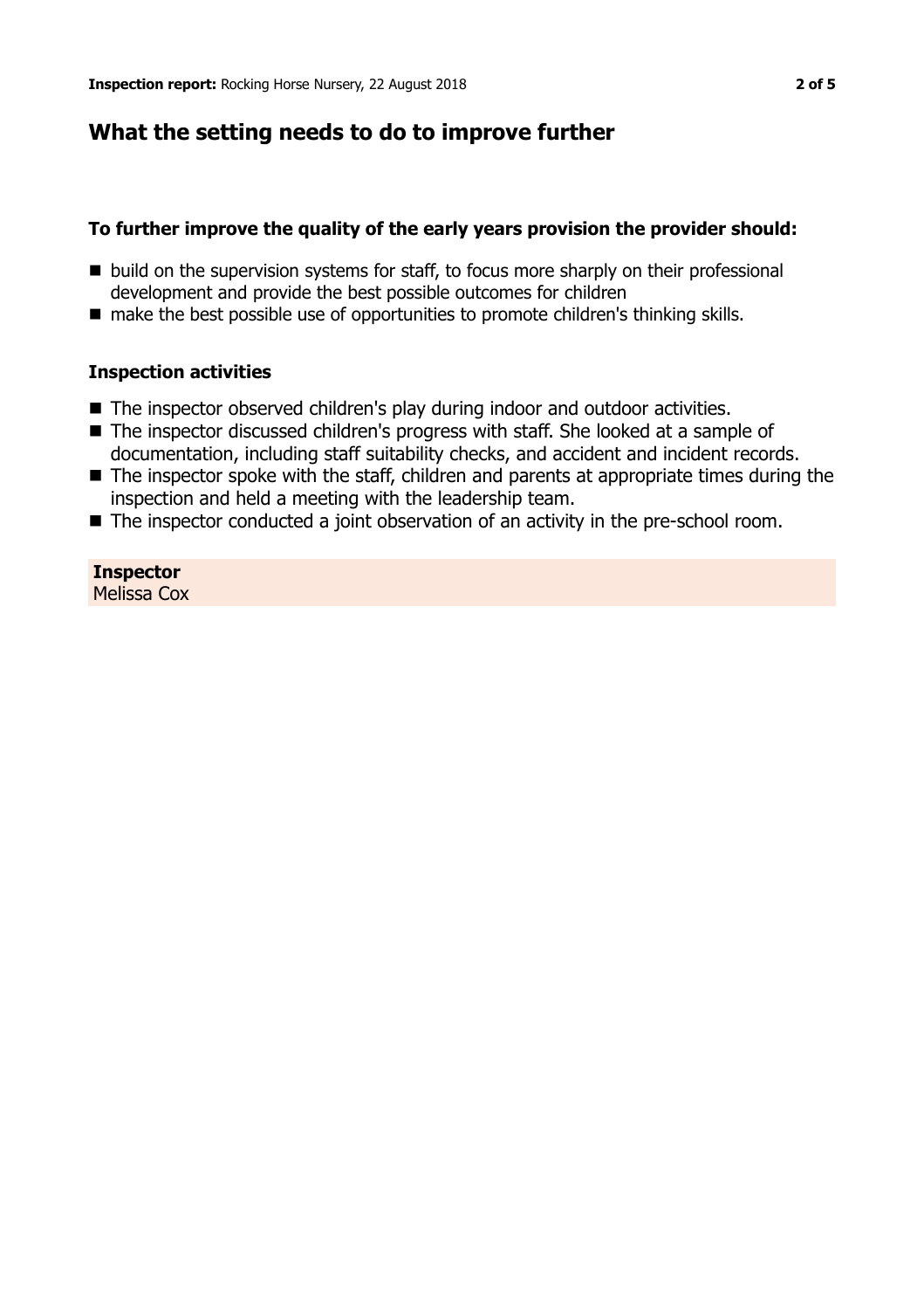## What the setting needs to do to improve further

### To further improve the quality of the early years provision the provider should:

- build on the supervision systems for staff, to focus more sharply on their professional development and provide the best possible outcomes for children
- make the best possible use of opportunities to promote children's thinking skills.

### Inspection activities

- The inspector observed children's play during indoor and outdoor activities.
- The inspector discussed children's progress with staff. She looked at a sample of documentation, including staff suitability checks, and accident and incident records.
- The inspector spoke with the staff, children and parents at appropriate times during the inspection and held a meeting with the leadership team.
- The inspector conducted a joint observation of an activity in the pre-school room.

**Inspector**
Melissa Cox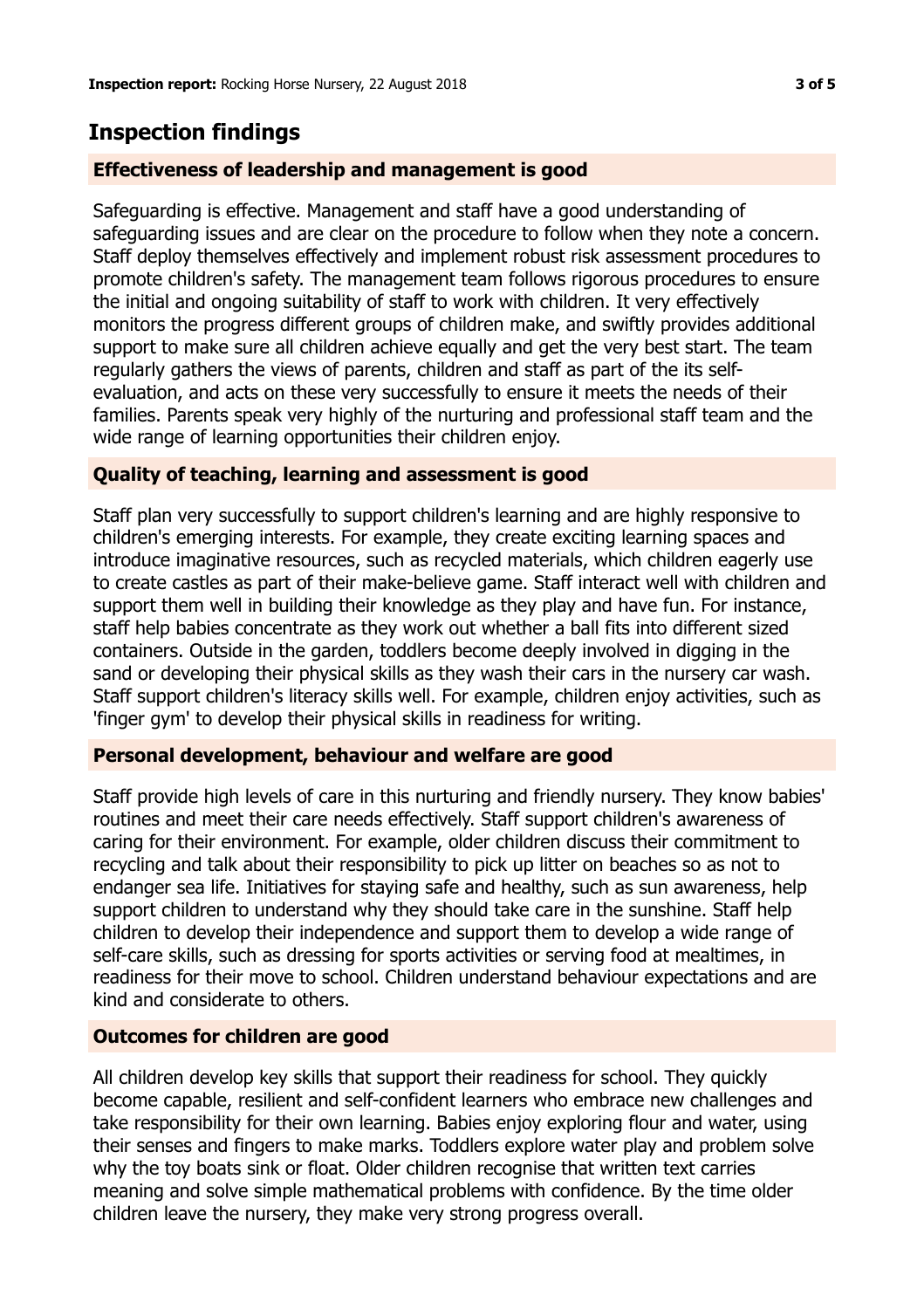## Inspection findings

### Effectiveness of leadership and management is good

Safeguarding is effective. Management and staff have a good understanding of safeguarding issues and are clear on the procedure to follow when they note a concern. Staff deploy themselves effectively and implement robust risk assessment procedures to promote children's safety. The management team follows rigorous procedures to ensure the initial and ongoing suitability of staff to work with children. It very effectively monitors the progress different groups of children make, and swiftly provides additional support to make sure all children achieve equally and get the very best start. The team regularly gathers the views of parents, children and staff as part of the its self-evaluation, and acts on these very successfully to ensure it meets the needs of their families. Parents speak very highly of the nurturing and professional staff team and the wide range of learning opportunities their children enjoy.

### Quality of teaching, learning and assessment is good

Staff plan very successfully to support children's learning and are highly responsive to children's emerging interests. For example, they create exciting learning spaces and introduce imaginative resources, such as recycled materials, which children eagerly use to create castles as part of their make-believe game. Staff interact well with children and support them well in building their knowledge as they play and have fun. For instance, staff help babies concentrate as they work out whether a ball fits into different sized containers. Outside in the garden, toddlers become deeply involved in digging in the sand or developing their physical skills as they wash their cars in the nursery car wash. Staff support children's literacy skills well. For example, children enjoy activities, such as 'finger gym' to develop their physical skills in readiness for writing.

### Personal development, behaviour and welfare are good

Staff provide high levels of care in this nurturing and friendly nursery. They know babies' routines and meet their care needs effectively. Staff support children's awareness of caring for their environment. For example, older children discuss their commitment to recycling and talk about their responsibility to pick up litter on beaches so as not to endanger sea life. Initiatives for staying safe and healthy, such as sun awareness, help support children to understand why they should take care in the sunshine. Staff help children to develop their independence and support them to develop a wide range of self-care skills, such as dressing for sports activities or serving food at mealtimes, in readiness for their move to school. Children understand behaviour expectations and are kind and considerate to others.

### Outcomes for children are good

All children develop key skills that support their readiness for school. They quickly become capable, resilient and self-confident learners who embrace new challenges and take responsibility for their own learning. Babies enjoy exploring flour and water, using their senses and fingers to make marks. Toddlers explore water play and problem solve why the toy boats sink or float. Older children recognise that written text carries meaning and solve simple mathematical problems with confidence. By the time older children leave the nursery, they make very strong progress overall.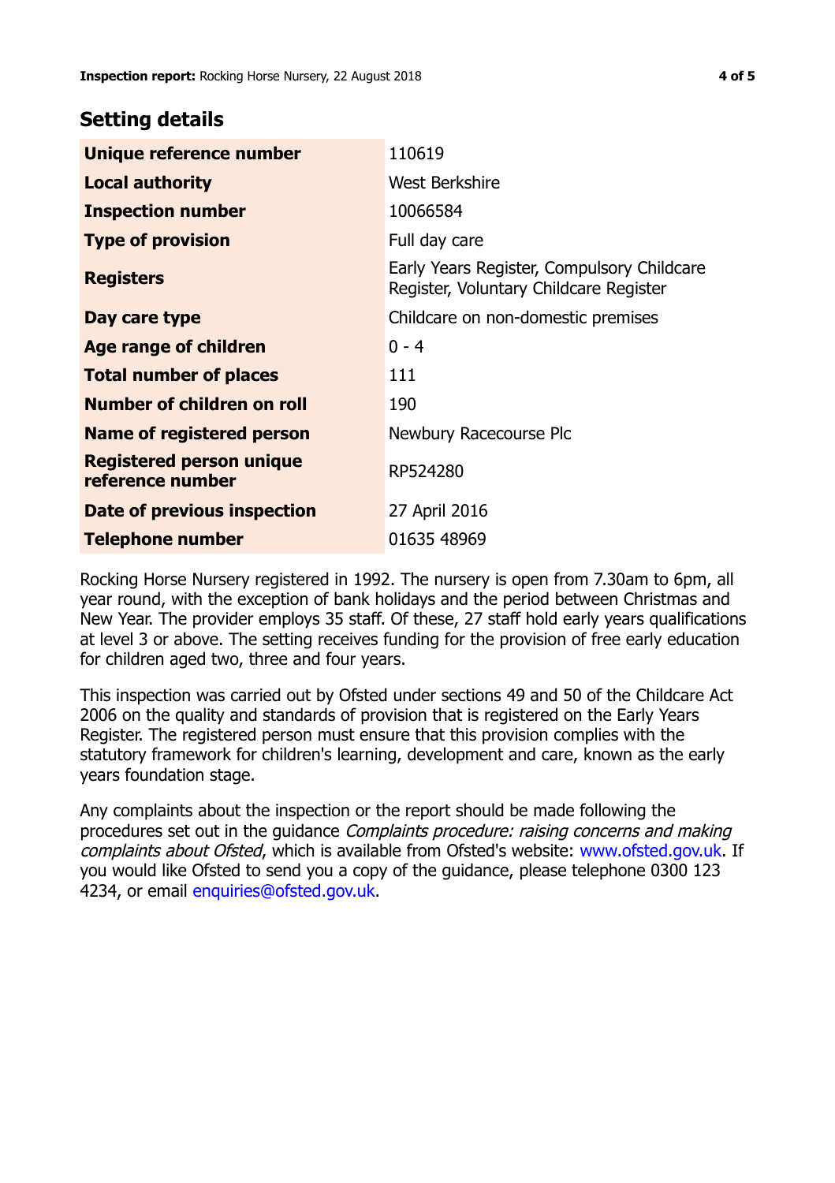## Setting details

| | |
|---|---|
| **Unique reference number** | 110619 |
| **Local authority** | West Berkshire |
| **Inspection number** | 10066584 |
| **Type of provision** | Full day care |
| **Registers** | Early Years Register, Compulsory Childcare Register, Voluntary Childcare Register |
| **Day care type** | Childcare on non-domestic premises |
| **Age range of children** | 0 - 4 |
| **Total number of places** | 111 |
| **Number of children on roll** | 190 |
| **Name of registered person** | Newbury Racecourse Plc |
| **Registered person unique reference number** | RP524280 |
| **Date of previous inspection** | 27 April 2016 |
| **Telephone number** | 01635 48969 |

Rocking Horse Nursery registered in 1992. The nursery is open from 7.30am to 6pm, all year round, with the exception of bank holidays and the period between Christmas and New Year. The provider employs 35 staff. Of these, 27 staff hold early years qualifications at level 3 or above. The setting receives funding for the provision of free early education for children aged two, three and four years.

This inspection was carried out by Ofsted under sections 49 and 50 of the Childcare Act 2006 on the quality and standards of provision that is registered on the Early Years Register. The registered person must ensure that this provision complies with the statutory framework for children's learning, development and care, known as the early years foundation stage.

Any complaints about the inspection or the report should be made following the procedures set out in the guidance *Complaints procedure: raising concerns and making complaints about Ofsted*, which is available from Ofsted's website: www.ofsted.gov.uk. If you would like Ofsted to send you a copy of the guidance, please telephone 0300 123 4234, or email enquiries@ofsted.gov.uk.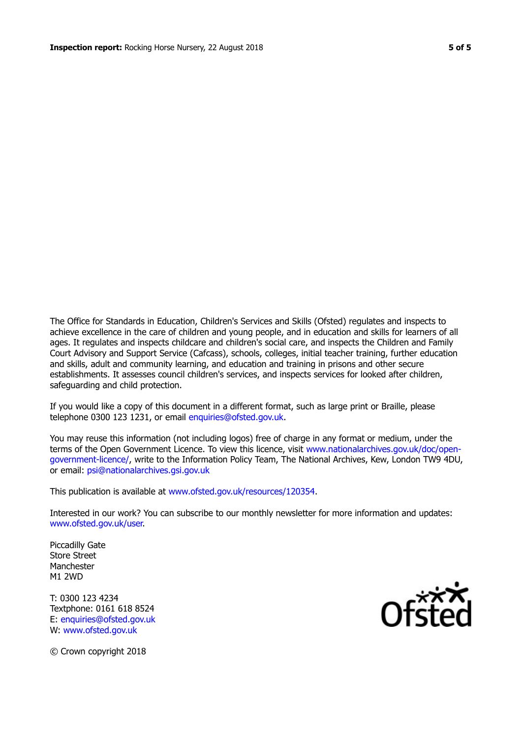The Office for Standards in Education, Children's Services and Skills (Ofsted) regulates and inspects to achieve excellence in the care of children and young people, and in education and skills for learners of all ages. It regulates and inspects childcare and children's social care, and inspects the Children and Family Court Advisory and Support Service (Cafcass), schools, colleges, initial teacher training, further education and skills, adult and community learning, and education and training in prisons and other secure establishments. It assesses council children's services, and inspects services for looked after children, safeguarding and child protection.

If you would like a copy of this document in a different format, such as large print or Braille, please telephone 0300 123 1231, or email enquiries@ofsted.gov.uk.

You may reuse this information (not including logos) free of charge in any format or medium, under the terms of the Open Government Licence. To view this licence, visit www.nationalarchives.gov.uk/doc/open-government-licence/, write to the Information Policy Team, The National Archives, Kew, London TW9 4DU, or email: psi@nationalarchives.gsi.gov.uk

This publication is available at www.ofsted.gov.uk/resources/120354.

Interested in our work? You can subscribe to our monthly newsletter for more information and updates: www.ofsted.gov.uk/user.

Piccadilly Gate
Store Street
Manchester
M1 2WD

T: 0300 123 4234
Textphone: 0161 618 8524
E: enquiries@ofsted.gov.uk
W: www.ofsted.gov.uk

© Crown copyright 2018